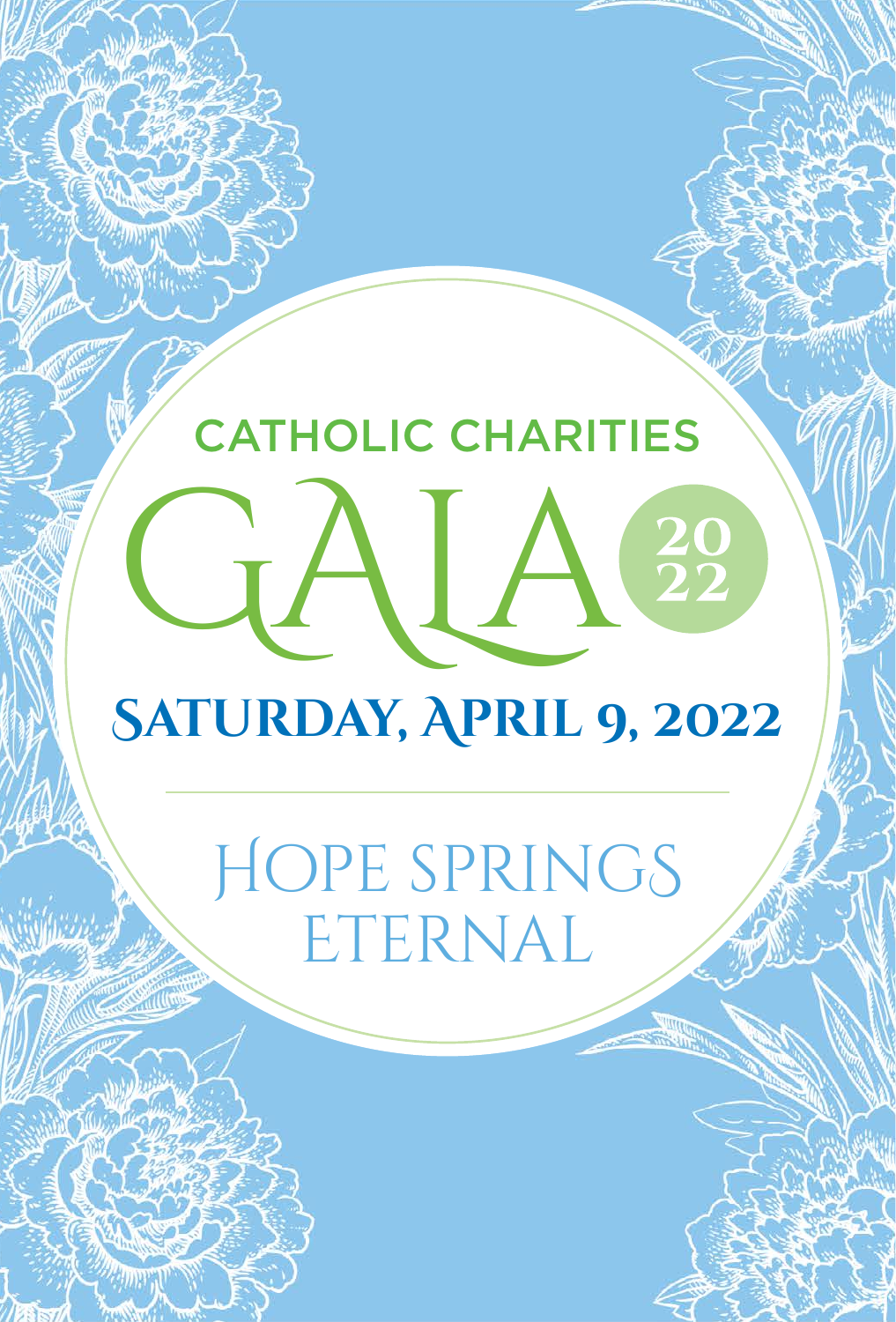CATHOLIC CHARITIES

# GALA 2022

## SATURDAY, APRIL 9, 2022

HOPE SPRINGS ETERNAL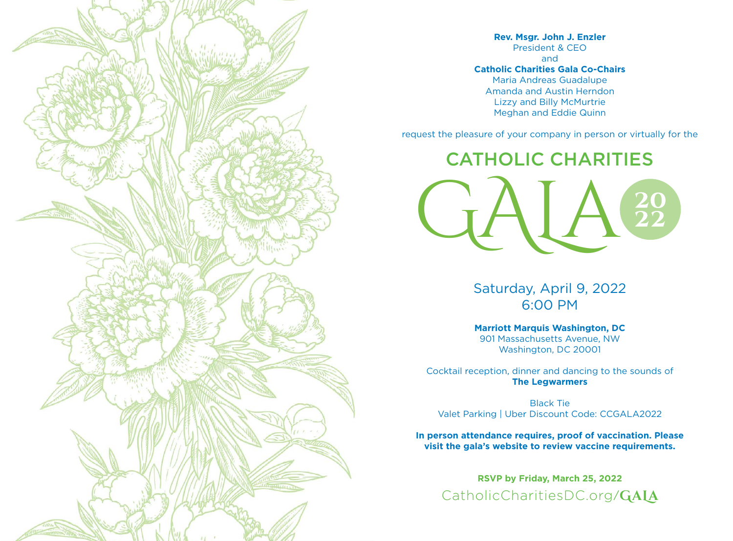**Rev. Msgr. John J. Enzler**
President & CEO
and
**Catholic Charities Gala Co-Chairs**
Maria Andreas Guadalupe
Amanda and Austin Herndon
Lizzy and Billy McMurtrie
Meghan and Eddie Quinn

request the pleasure of your company in person or virtually for the

# CATHOLIC CHARITIES GALA 2022

Saturday, April 9, 2022
6:00 PM

**Marriott Marquis Washington, DC**
901 Massachusetts Avenue, NW
Washington, DC 20001

Cocktail reception, dinner and dancing to the sounds of
**The Legwarmers**

Black Tie
Valet Parking | Uber Discount Code: CCGALA2022

**In person attendance requires, proof of vaccination. Please visit the gala's website to review vaccine requirements.**

**RSVP by Friday, March 25, 2022**
CatholicCharitiesDC.org/GALA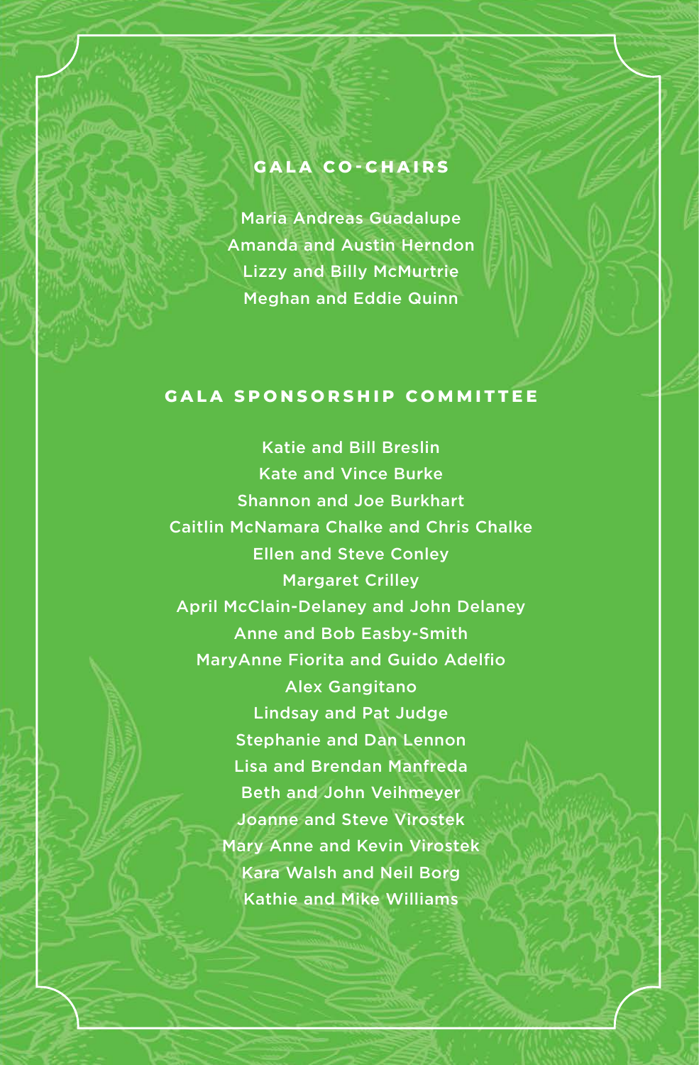## GALA CO-CHAIRS

Maria Andreas Guadalupe
Amanda and Austin Herndon
Lizzy and Billy McMurtrie
Meghan and Eddie Quinn

## GALA SPONSORSHIP COMMITTEE

Katie and Bill Breslin
Kate and Vince Burke
Shannon and Joe Burkhart
Caitlin McNamara Chalke and Chris Chalke
Ellen and Steve Conley
Margaret Crilley
April McClain-Delaney and John Delaney
Anne and Bob Easby-Smith
MaryAnne Fiorita and Guido Adelfio
Alex Gangitano
Lindsay and Pat Judge
Stephanie and Dan Lennon
Lisa and Brendan Manfreda
Beth and John Veihmeyer
Joanne and Steve Virostek
Mary Anne and Kevin Virostek
Kara Walsh and Neil Borg
Kathie and Mike Williams